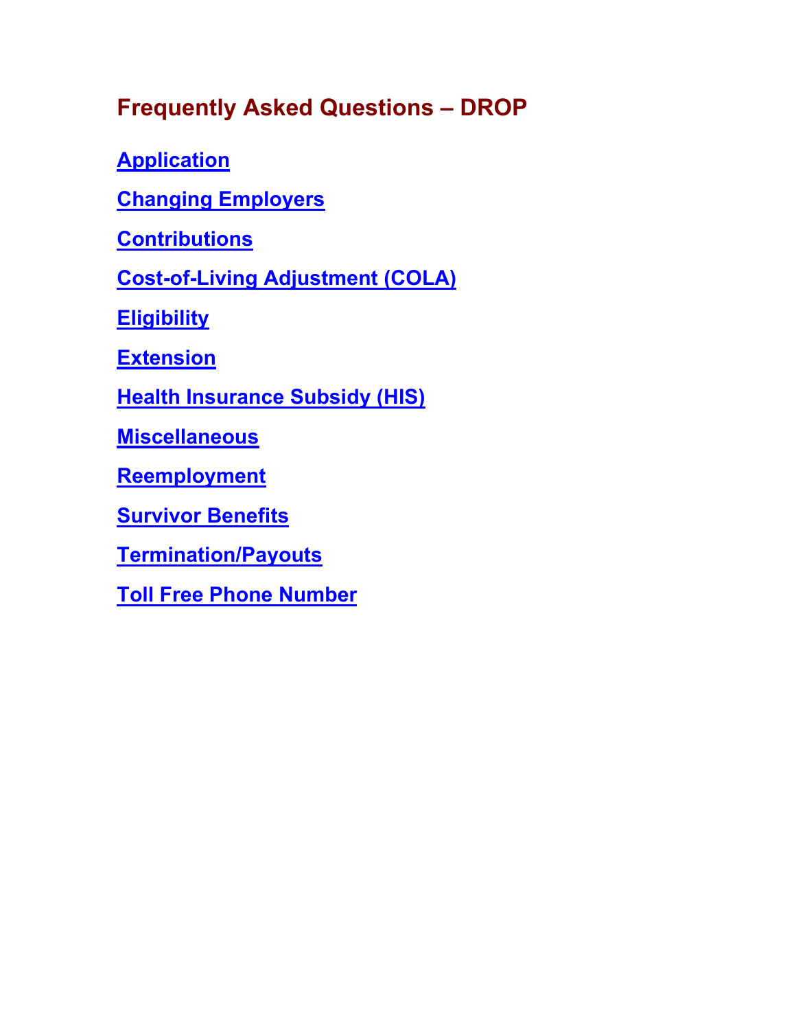# Frequently Asked Questions – DROP

**Application**

**Changing Employers**

**Contributions**

**Cost-of-Living Adjustment (COLA)**

**Eligibility**

**Extension**

**Health Insurance Subsidy (HIS)**

**Miscellaneous**

**Reemployment**

**Survivor Benefits**

**Termination/Payouts**

**Toll Free Phone Number**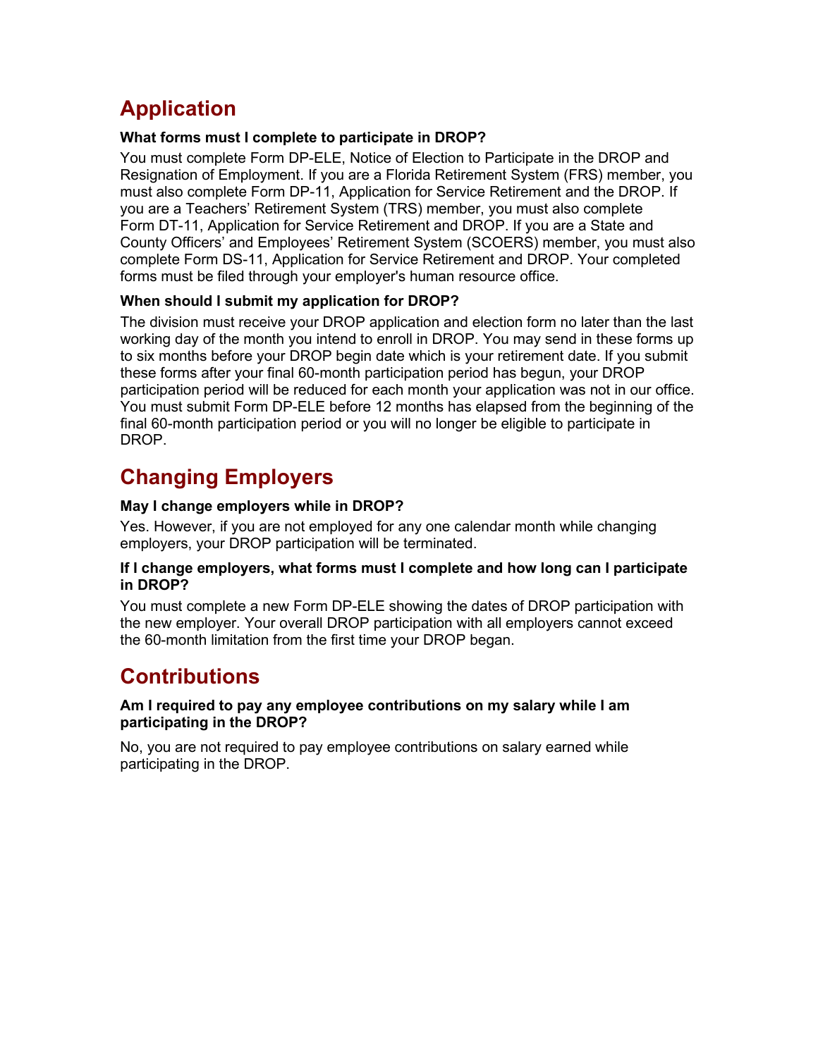## Application

**What forms must I complete to participate in DROP?**

You must complete Form DP-ELE, Notice of Election to Participate in the DROP and Resignation of Employment. If you are a Florida Retirement System (FRS) member, you must also complete Form DP-11, Application for Service Retirement and the DROP. If you are a Teachers' Retirement System (TRS) member, you must also complete Form DT-11, Application for Service Retirement and DROP. If you are a State and County Officers' and Employees' Retirement System (SCOERS) member, you must also complete Form DS-11, Application for Service Retirement and DROP. Your completed forms must be filed through your employer's human resource office.

**When should I submit my application for DROP?**

The division must receive your DROP application and election form no later than the last working day of the month you intend to enroll in DROP. You may send in these forms up to six months before your DROP begin date which is your retirement date. If you submit these forms after your final 60-month participation period has begun, your DROP participation period will be reduced for each month your application was not in our office. You must submit Form DP-ELE before 12 months has elapsed from the beginning of the final 60-month participation period or you will no longer be eligible to participate in DROP.

## Changing Employers

**May I change employers while in DROP?**

Yes. However, if you are not employed for any one calendar month while changing employers, your DROP participation will be terminated.

**If I change employers, what forms must I complete and how long can I participate in DROP?**

You must complete a new Form DP-ELE showing the dates of DROP participation with the new employer. Your overall DROP participation with all employers cannot exceed the 60-month limitation from the first time your DROP began.

## Contributions

**Am I required to pay any employee contributions on my salary while I am participating in the DROP?**

No, you are not required to pay employee contributions on salary earned while participating in the DROP.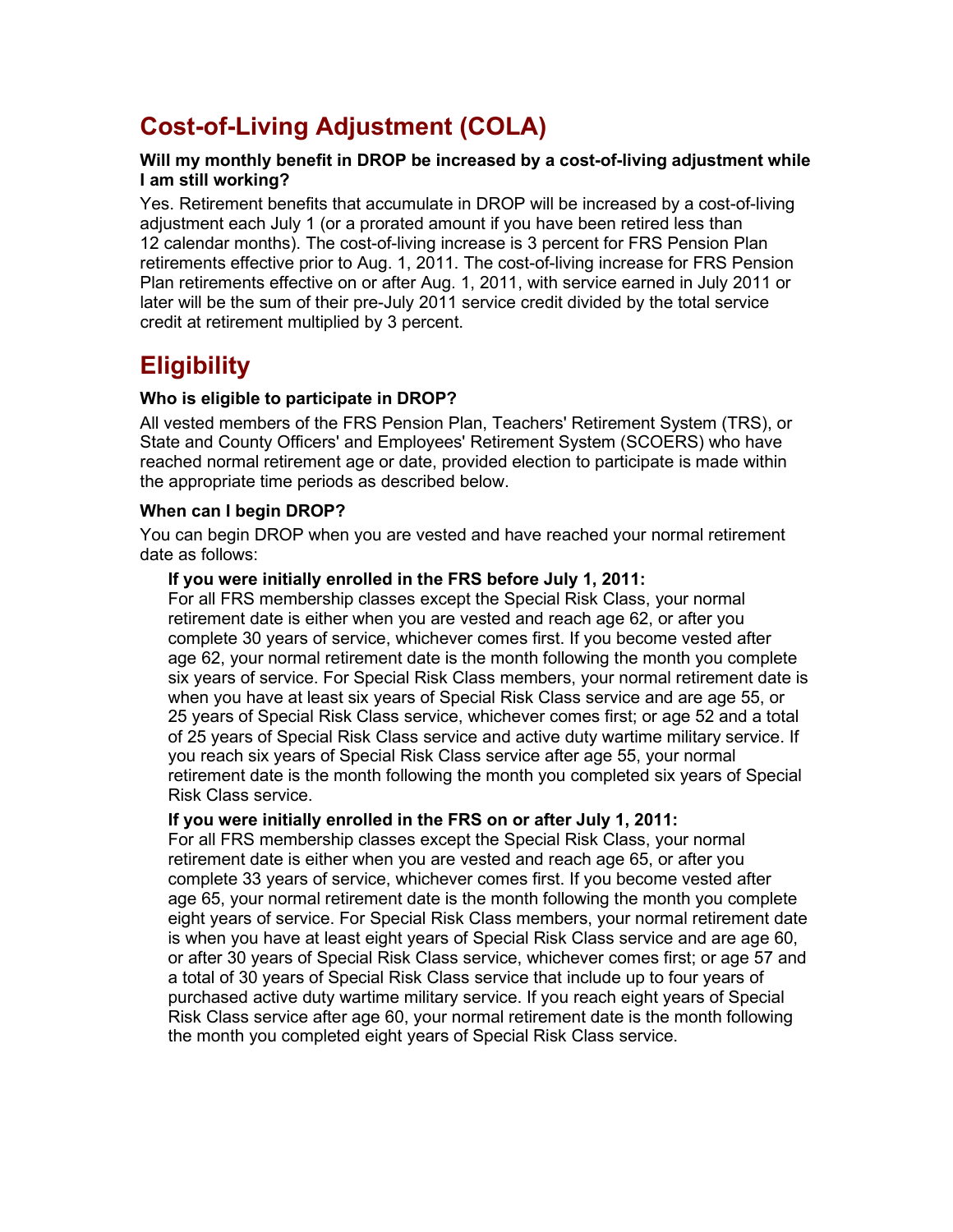## Cost-of-Living Adjustment (COLA)

**Will my monthly benefit in DROP be increased by a cost-of-living adjustment while I am still working?**

Yes. Retirement benefits that accumulate in DROP will be increased by a cost-of-living adjustment each July 1 (or a prorated amount if you have been retired less than 12 calendar months). The cost-of-living increase is 3 percent for FRS Pension Plan retirements effective prior to Aug. 1, 2011. The cost-of-living increase for FRS Pension Plan retirements effective on or after Aug. 1, 2011, with service earned in July 2011 or later will be the sum of their pre-July 2011 service credit divided by the total service credit at retirement multiplied by 3 percent.

## Eligibility

**Who is eligible to participate in DROP?**

All vested members of the FRS Pension Plan, Teachers' Retirement System (TRS), or State and County Officers' and Employees' Retirement System (SCOERS) who have reached normal retirement age or date, provided election to participate is made within the appropriate time periods as described below.

**When can I begin DROP?**

You can begin DROP when you are vested and have reached your normal retirement date as follows:

**If you were initially enrolled in the FRS before July 1, 2011:**
For all FRS membership classes except the Special Risk Class, your normal retirement date is either when you are vested and reach age 62, or after you complete 30 years of service, whichever comes first. If you become vested after age 62, your normal retirement date is the month following the month you complete six years of service. For Special Risk Class members, your normal retirement date is when you have at least six years of Special Risk Class service and are age 55, or 25 years of Special Risk Class service, whichever comes first; or age 52 and a total of 25 years of Special Risk Class service and active duty wartime military service. If you reach six years of Special Risk Class service after age 55, your normal retirement date is the month following the month you completed six years of Special Risk Class service.

**If you were initially enrolled in the FRS on or after July 1, 2011:**
For all FRS membership classes except the Special Risk Class, your normal retirement date is either when you are vested and reach age 65, or after you complete 33 years of service, whichever comes first. If you become vested after age 65, your normal retirement date is the month following the month you complete eight years of service. For Special Risk Class members, your normal retirement date is when you have at least eight years of Special Risk Class service and are age 60, or after 30 years of Special Risk Class service, whichever comes first; or age 57 and a total of 30 years of Special Risk Class service that include up to four years of purchased active duty wartime military service. If you reach eight years of Special Risk Class service after age 60, your normal retirement date is the month following the month you completed eight years of Special Risk Class service.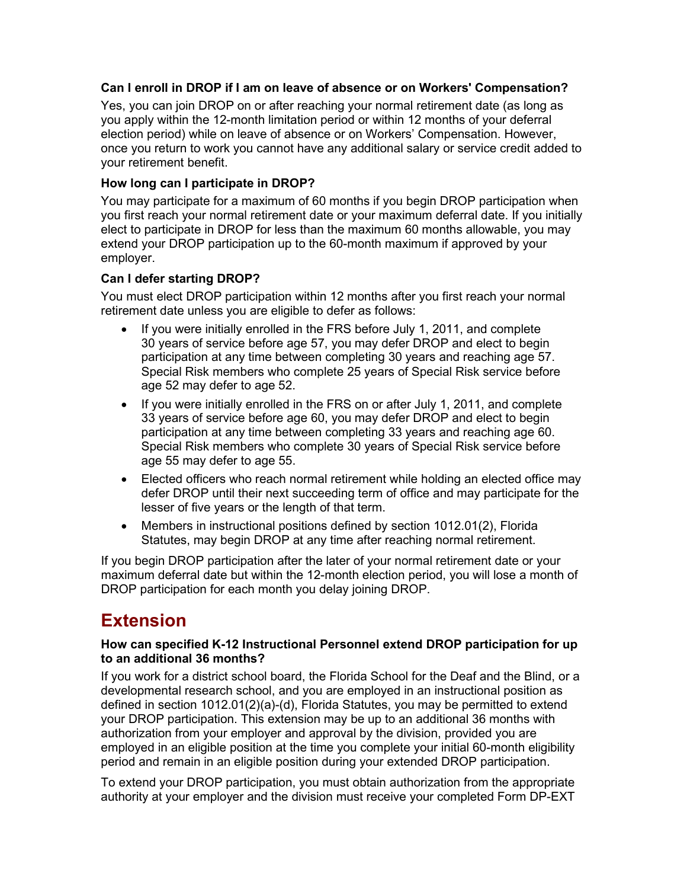**Can I enroll in DROP if I am on leave of absence or on Workers' Compensation?**

Yes, you can join DROP on or after reaching your normal retirement date (as long as you apply within the 12-month limitation period or within 12 months of your deferral election period) while on leave of absence or on Workers' Compensation. However, once you return to work you cannot have any additional salary or service credit added to your retirement benefit.

**How long can I participate in DROP?**

You may participate for a maximum of 60 months if you begin DROP participation when you first reach your normal retirement date or your maximum deferral date. If you initially elect to participate in DROP for less than the maximum 60 months allowable, you may extend your DROP participation up to the 60-month maximum if approved by your employer.

**Can I defer starting DROP?**

You must elect DROP participation within 12 months after you first reach your normal retirement date unless you are eligible to defer as follows:

- If you were initially enrolled in the FRS before July 1, 2011, and complete 30 years of service before age 57, you may defer DROP and elect to begin participation at any time between completing 30 years and reaching age 57. Special Risk members who complete 25 years of Special Risk service before age 52 may defer to age 52.
- If you were initially enrolled in the FRS on or after July 1, 2011, and complete 33 years of service before age 60, you may defer DROP and elect to begin participation at any time between completing 33 years and reaching age 60. Special Risk members who complete 30 years of Special Risk service before age 55 may defer to age 55.
- Elected officers who reach normal retirement while holding an elected office may defer DROP until their next succeeding term of office and may participate for the lesser of five years or the length of that term.
- Members in instructional positions defined by section 1012.01(2), Florida Statutes, may begin DROP at any time after reaching normal retirement.

If you begin DROP participation after the later of your normal retirement date or your maximum deferral date but within the 12-month election period, you will lose a month of DROP participation for each month you delay joining DROP.

## Extension

**How can specified K-12 Instructional Personnel extend DROP participation for up to an additional 36 months?**

If you work for a district school board, the Florida School for the Deaf and the Blind, or a developmental research school, and you are employed in an instructional position as defined in section 1012.01(2)(a)-(d), Florida Statutes, you may be permitted to extend your DROP participation. This extension may be up to an additional 36 months with authorization from your employer and approval by the division, provided you are employed in an eligible position at the time you complete your initial 60-month eligibility period and remain in an eligible position during your extended DROP participation.

To extend your DROP participation, you must obtain authorization from the appropriate authority at your employer and the division must receive your completed Form DP-EXT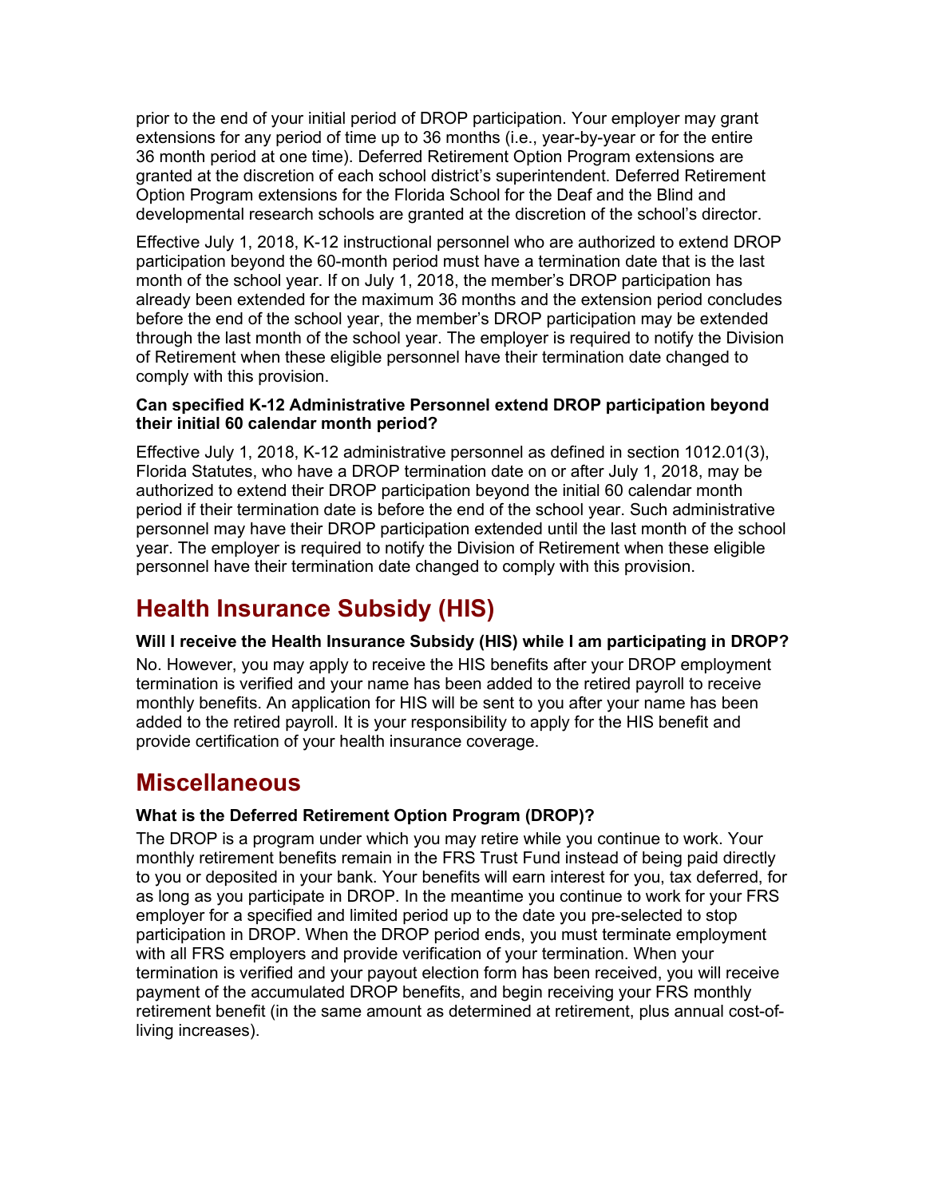prior to the end of your initial period of DROP participation. Your employer may grant extensions for any period of time up to 36 months (i.e., year-by-year or for the entire 36 month period at one time). Deferred Retirement Option Program extensions are granted at the discretion of each school district's superintendent. Deferred Retirement Option Program extensions for the Florida School for the Deaf and the Blind and developmental research schools are granted at the discretion of the school's director.

Effective July 1, 2018, K-12 instructional personnel who are authorized to extend DROP participation beyond the 60-month period must have a termination date that is the last month of the school year. If on July 1, 2018, the member's DROP participation has already been extended for the maximum 36 months and the extension period concludes before the end of the school year, the member's DROP participation may be extended through the last month of the school year. The employer is required to notify the Division of Retirement when these eligible personnel have their termination date changed to comply with this provision.

**Can specified K-12 Administrative Personnel extend DROP participation beyond their initial 60 calendar month period?**

Effective July 1, 2018, K-12 administrative personnel as defined in section 1012.01(3), Florida Statutes, who have a DROP termination date on or after July 1, 2018, may be authorized to extend their DROP participation beyond the initial 60 calendar month period if their termination date is before the end of the school year. Such administrative personnel may have their DROP participation extended until the last month of the school year. The employer is required to notify the Division of Retirement when these eligible personnel have their termination date changed to comply with this provision.

## Health Insurance Subsidy (HIS)

**Will I receive the Health Insurance Subsidy (HIS) while I am participating in DROP?**

No. However, you may apply to receive the HIS benefits after your DROP employment termination is verified and your name has been added to the retired payroll to receive monthly benefits. An application for HIS will be sent to you after your name has been added to the retired payroll. It is your responsibility to apply for the HIS benefit and provide certification of your health insurance coverage.

## Miscellaneous

**What is the Deferred Retirement Option Program (DROP)?**

The DROP is a program under which you may retire while you continue to work. Your monthly retirement benefits remain in the FRS Trust Fund instead of being paid directly to you or deposited in your bank. Your benefits will earn interest for you, tax deferred, for as long as you participate in DROP. In the meantime you continue to work for your FRS employer for a specified and limited period up to the date you pre-selected to stop participation in DROP. When the DROP period ends, you must terminate employment with all FRS employers and provide verification of your termination. When your termination is verified and your payout election form has been received, you will receive payment of the accumulated DROP benefits, and begin receiving your FRS monthly retirement benefit (in the same amount as determined at retirement, plus annual cost-of-living increases).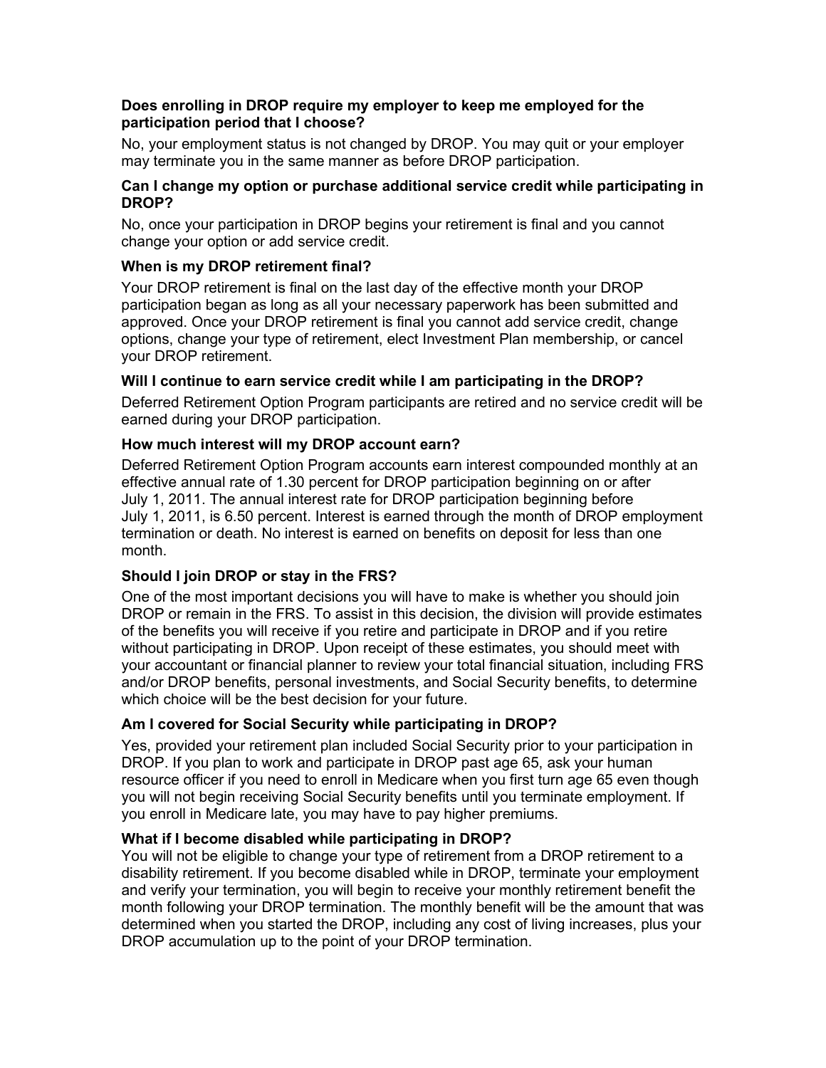**Does enrolling in DROP require my employer to keep me employed for the participation period that I choose?**

No, your employment status is not changed by DROP. You may quit or your employer may terminate you in the same manner as before DROP participation.

**Can I change my option or purchase additional service credit while participating in DROP?**

No, once your participation in DROP begins your retirement is final and you cannot change your option or add service credit.

**When is my DROP retirement final?**

Your DROP retirement is final on the last day of the effective month your DROP participation began as long as all your necessary paperwork has been submitted and approved. Once your DROP retirement is final you cannot add service credit, change options, change your type of retirement, elect Investment Plan membership, or cancel your DROP retirement.

**Will I continue to earn service credit while I am participating in the DROP?**

Deferred Retirement Option Program participants are retired and no service credit will be earned during your DROP participation.

**How much interest will my DROP account earn?**

Deferred Retirement Option Program accounts earn interest compounded monthly at an effective annual rate of 1.30 percent for DROP participation beginning on or after July 1, 2011. The annual interest rate for DROP participation beginning before July 1, 2011, is 6.50 percent. Interest is earned through the month of DROP employment termination or death. No interest is earned on benefits on deposit for less than one month.

**Should I join DROP or stay in the FRS?**

One of the most important decisions you will have to make is whether you should join DROP or remain in the FRS. To assist in this decision, the division will provide estimates of the benefits you will receive if you retire and participate in DROP and if you retire without participating in DROP. Upon receipt of these estimates, you should meet with your accountant or financial planner to review your total financial situation, including FRS and/or DROP benefits, personal investments, and Social Security benefits, to determine which choice will be the best decision for your future.

**Am I covered for Social Security while participating in DROP?**

Yes, provided your retirement plan included Social Security prior to your participation in DROP. If you plan to work and participate in DROP past age 65, ask your human resource officer if you need to enroll in Medicare when you first turn age 65 even though you will not begin receiving Social Security benefits until you terminate employment. If you enroll in Medicare late, you may have to pay higher premiums.

**What if I become disabled while participating in DROP?**

You will not be eligible to change your type of retirement from a DROP retirement to a disability retirement. If you become disabled while in DROP, terminate your employment and verify your termination, you will begin to receive your monthly retirement benefit the month following your DROP termination. The monthly benefit will be the amount that was determined when you started the DROP, including any cost of living increases, plus your DROP accumulation up to the point of your DROP termination.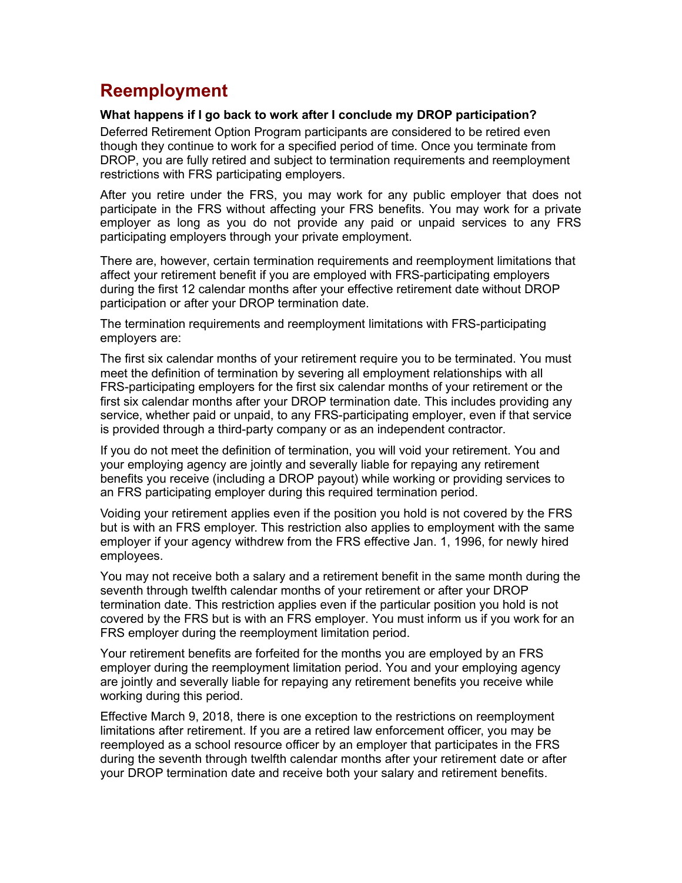## Reemployment

**What happens if I go back to work after I conclude my DROP participation?**

Deferred Retirement Option Program participants are considered to be retired even though they continue to work for a specified period of time. Once you terminate from DROP, you are fully retired and subject to termination requirements and reemployment restrictions with FRS participating employers.

After you retire under the FRS, you may work for any public employer that does not participate in the FRS without affecting your FRS benefits. You may work for a private employer as long as you do not provide any paid or unpaid services to any FRS participating employers through your private employment.

There are, however, certain termination requirements and reemployment limitations that affect your retirement benefit if you are employed with FRS-participating employers during the first 12 calendar months after your effective retirement date without DROP participation or after your DROP termination date.

The termination requirements and reemployment limitations with FRS-participating employers are:

The first six calendar months of your retirement require you to be terminated. You must meet the definition of termination by severing all employment relationships with all FRS-participating employers for the first six calendar months of your retirement or the first six calendar months after your DROP termination date. This includes providing any service, whether paid or unpaid, to any FRS-participating employer, even if that service is provided through a third-party company or as an independent contractor.

If you do not meet the definition of termination, you will void your retirement. You and your employing agency are jointly and severally liable for repaying any retirement benefits you receive (including a DROP payout) while working or providing services to an FRS participating employer during this required termination period.

Voiding your retirement applies even if the position you hold is not covered by the FRS but is with an FRS employer. This restriction also applies to employment with the same employer if your agency withdrew from the FRS effective Jan. 1, 1996, for newly hired employees.

You may not receive both a salary and a retirement benefit in the same month during the seventh through twelfth calendar months of your retirement or after your DROP termination date. This restriction applies even if the particular position you hold is not covered by the FRS but is with an FRS employer. You must inform us if you work for an FRS employer during the reemployment limitation period.

Your retirement benefits are forfeited for the months you are employed by an FRS employer during the reemployment limitation period. You and your employing agency are jointly and severally liable for repaying any retirement benefits you receive while working during this period.

Effective March 9, 2018, there is one exception to the restrictions on reemployment limitations after retirement. If you are a retired law enforcement officer, you may be reemployed as a school resource officer by an employer that participates in the FRS during the seventh through twelfth calendar months after your retirement date or after your DROP termination date and receive both your salary and retirement benefits.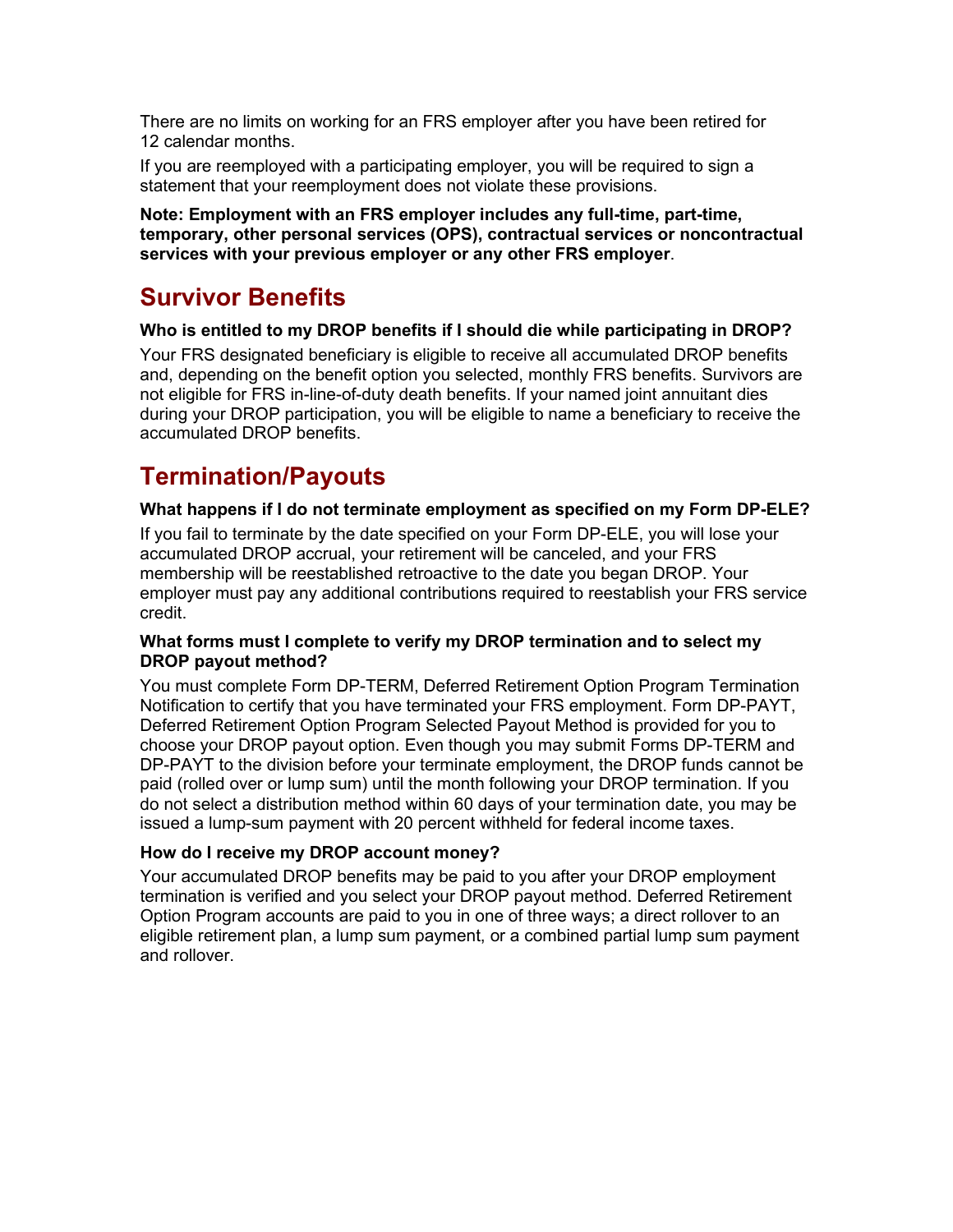There are no limits on working for an FRS employer after you have been retired for 12 calendar months.

If you are reemployed with a participating employer, you will be required to sign a statement that your reemployment does not violate these provisions.

**Note: Employment with an FRS employer includes any full-time, part-time, temporary, other personal services (OPS), contractual services or noncontractual services with your previous employer or any other FRS employer**.

## Survivor Benefits

**Who is entitled to my DROP benefits if I should die while participating in DROP?**

Your FRS designated beneficiary is eligible to receive all accumulated DROP benefits and, depending on the benefit option you selected, monthly FRS benefits. Survivors are not eligible for FRS in-line-of-duty death benefits. If your named joint annuitant dies during your DROP participation, you will be eligible to name a beneficiary to receive the accumulated DROP benefits.

## Termination/Payouts

**What happens if I do not terminate employment as specified on my Form DP-ELE?**

If you fail to terminate by the date specified on your Form DP-ELE, you will lose your accumulated DROP accrual, your retirement will be canceled, and your FRS membership will be reestablished retroactive to the date you began DROP. Your employer must pay any additional contributions required to reestablish your FRS service credit.

**What forms must I complete to verify my DROP termination and to select my DROP payout method?**

You must complete Form DP-TERM, Deferred Retirement Option Program Termination Notification to certify that you have terminated your FRS employment. Form DP-PAYT, Deferred Retirement Option Program Selected Payout Method is provided for you to choose your DROP payout option. Even though you may submit Forms DP-TERM and DP-PAYT to the division before your terminate employment, the DROP funds cannot be paid (rolled over or lump sum) until the month following your DROP termination. If you do not select a distribution method within 60 days of your termination date, you may be issued a lump-sum payment with 20 percent withheld for federal income taxes.

**How do I receive my DROP account money?**

Your accumulated DROP benefits may be paid to you after your DROP employment termination is verified and you select your DROP payout method. Deferred Retirement Option Program accounts are paid to you in one of three ways; a direct rollover to an eligible retirement plan, a lump sum payment, or a combined partial lump sum payment and rollover.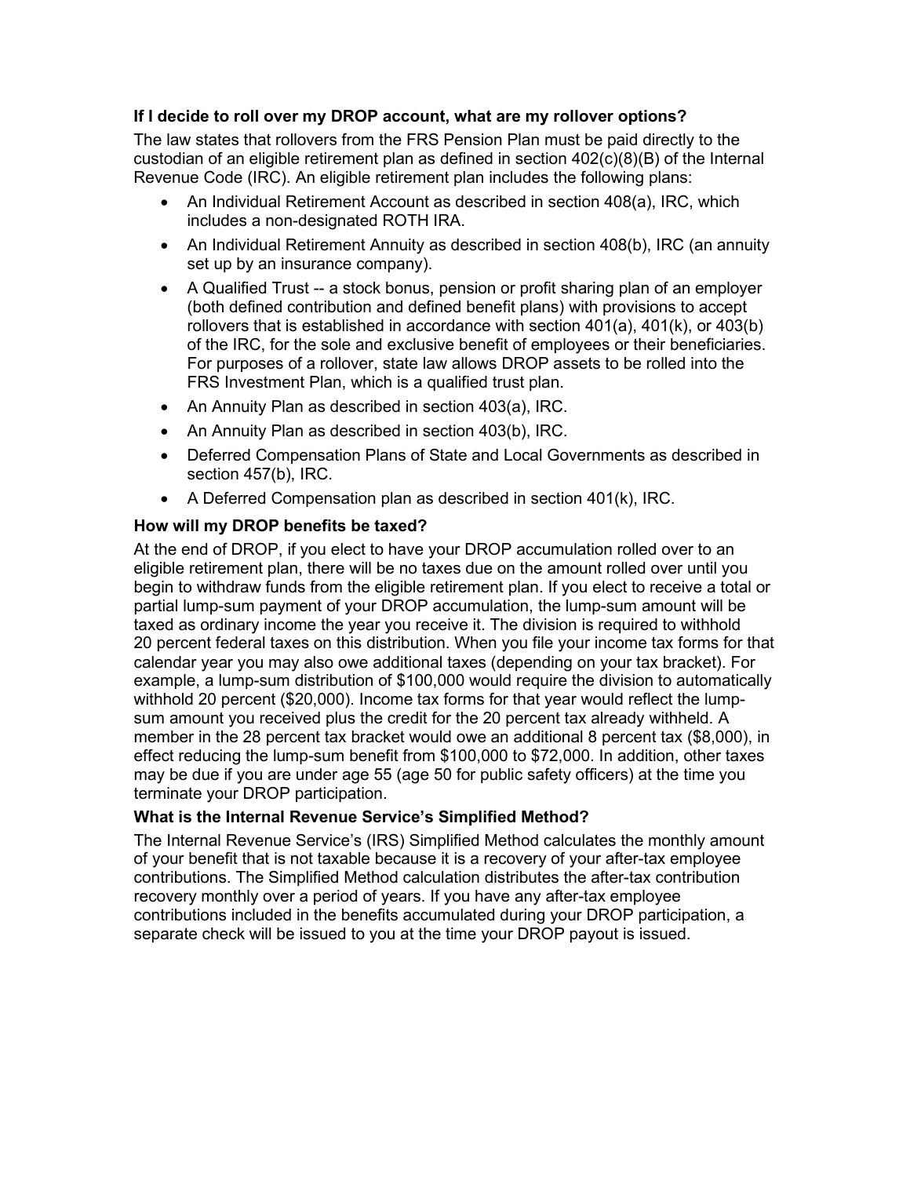### If I decide to roll over my DROP account, what are my rollover options?

The law states that rollovers from the FRS Pension Plan must be paid directly to the custodian of an eligible retirement plan as defined in section 402(c)(8)(B) of the Internal Revenue Code (IRC). An eligible retirement plan includes the following plans:

- An Individual Retirement Account as described in section 408(a), IRC, which includes a non-designated ROTH IRA.
- An Individual Retirement Annuity as described in section 408(b), IRC (an annuity set up by an insurance company).
- A Qualified Trust -- a stock bonus, pension or profit sharing plan of an employer (both defined contribution and defined benefit plans) with provisions to accept rollovers that is established in accordance with section 401(a), 401(k), or 403(b) of the IRC, for the sole and exclusive benefit of employees or their beneficiaries. For purposes of a rollover, state law allows DROP assets to be rolled into the FRS Investment Plan, which is a qualified trust plan.
- An Annuity Plan as described in section 403(a), IRC.
- An Annuity Plan as described in section 403(b), IRC.
- Deferred Compensation Plans of State and Local Governments as described in section 457(b), IRC.
- A Deferred Compensation plan as described in section 401(k), IRC.

### How will my DROP benefits be taxed?

At the end of DROP, if you elect to have your DROP accumulation rolled over to an eligible retirement plan, there will be no taxes due on the amount rolled over until you begin to withdraw funds from the eligible retirement plan. If you elect to receive a total or partial lump-sum payment of your DROP accumulation, the lump-sum amount will be taxed as ordinary income the year you receive it. The division is required to withhold 20 percent federal taxes on this distribution. When you file your income tax forms for that calendar year you may also owe additional taxes (depending on your tax bracket). For example, a lump-sum distribution of $100,000 would require the division to automatically withhold 20 percent ($20,000). Income tax forms for that year would reflect the lump-sum amount you received plus the credit for the 20 percent tax already withheld. A member in the 28 percent tax bracket would owe an additional 8 percent tax ($8,000), in effect reducing the lump-sum benefit from $100,000 to $72,000. In addition, other taxes may be due if you are under age 55 (age 50 for public safety officers) at the time you terminate your DROP participation.

### What is the Internal Revenue Service's Simplified Method?

The Internal Revenue Service's (IRS) Simplified Method calculates the monthly amount of your benefit that is not taxable because it is a recovery of your after-tax employee contributions. The Simplified Method calculation distributes the after-tax contribution recovery monthly over a period of years. If you have any after-tax employee contributions included in the benefits accumulated during your DROP participation, a separate check will be issued to you at the time your DROP payout is issued.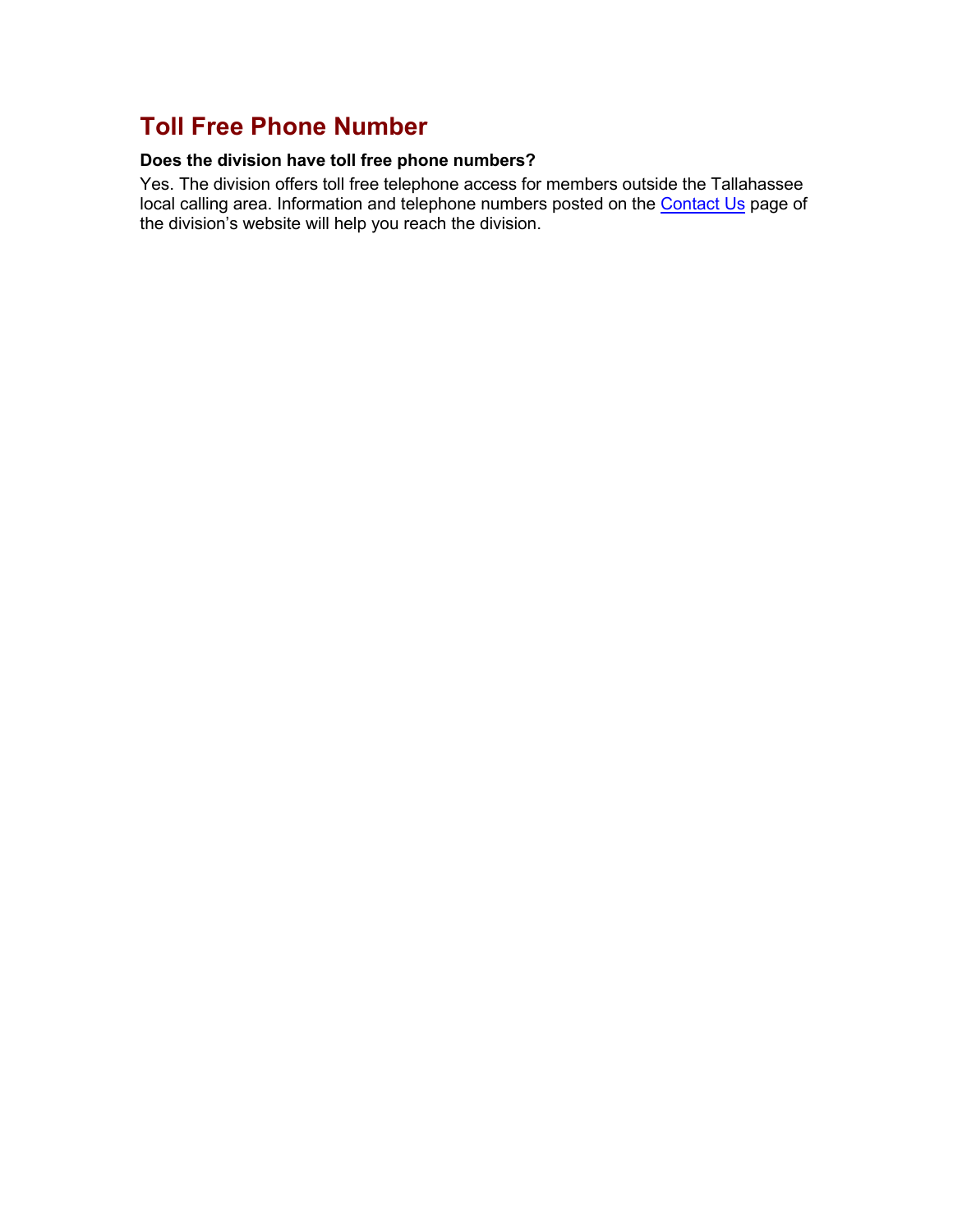## Toll Free Phone Number

**Does the division have toll free phone numbers?**

Yes. The division offers toll free telephone access for members outside the Tallahassee local calling area. Information and telephone numbers posted on the Contact Us page of the division's website will help you reach the division.